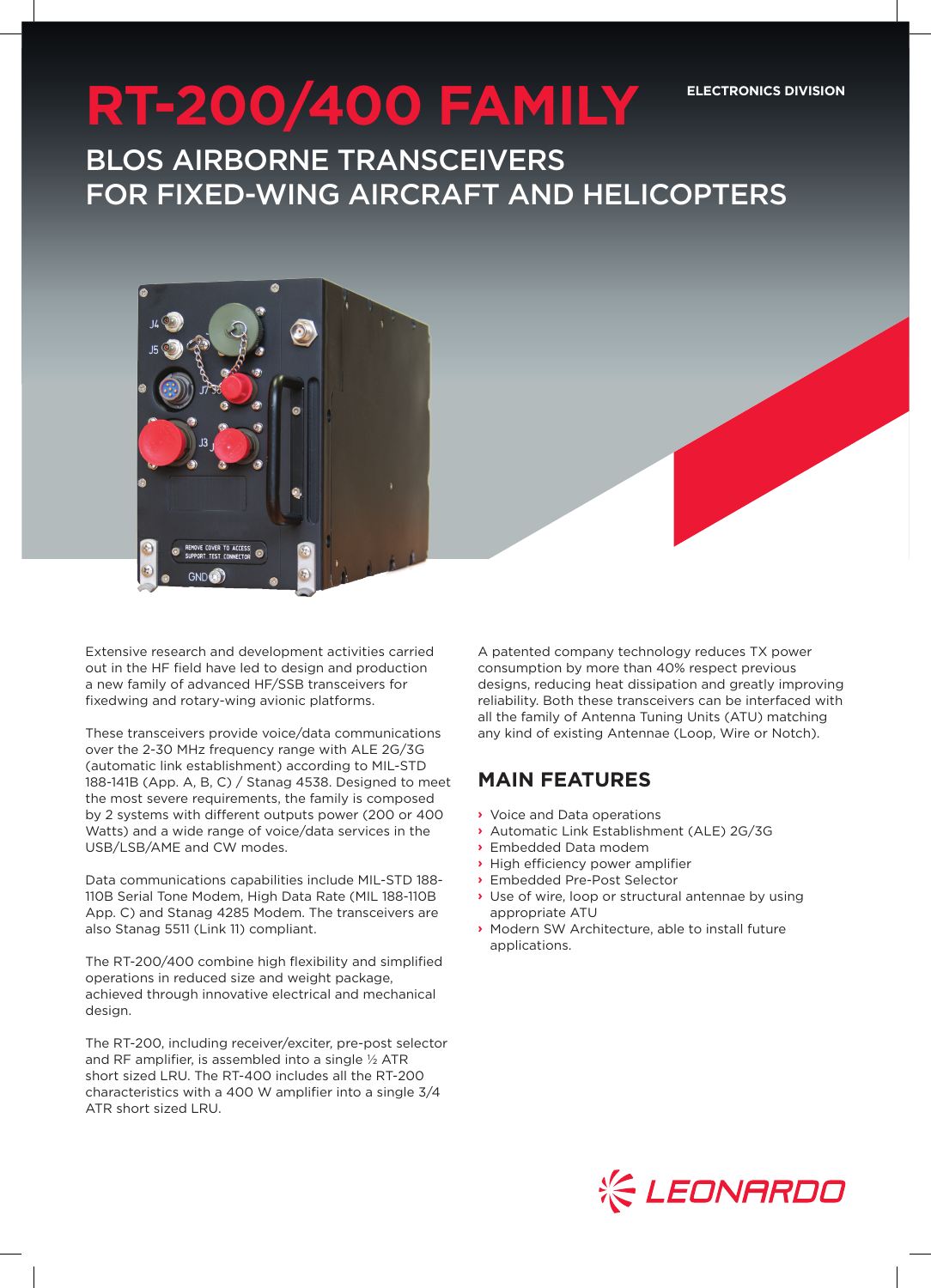# RT-200/400 FAMILY

ELECTRONICS DIVISION

## BLOS AIRBORNE TRANSCEIVERS FOR FIXED-WING AIRCRAFT AND HELICOPTERS

Extensive research and development activities carried out in the HF field have led to design and production a new family of advanced HF/SSB transceivers for fixedwing and rotary-wing avionic platforms.

These transceivers provide voice/data communications over the 2-30 MHz frequency range with ALE 2G/3G (automatic link establishment) according to MIL-STD 188-141B (App. A, B, C) / Stanag 4538. Designed to meet the most severe requirements, the family is composed by 2 systems with different outputs power (200 or 400 Watts) and a wide range of voice/data services in the USB/LSB/AME and CW modes.

Data communications capabilities include MIL-STD 188-110B Serial Tone Modem, High Data Rate (MIL 188-110B App. C) and Stanag 4285 Modem. The transceivers are also Stanag 5511 (Link 11) compliant.

The RT-200/400 combine high flexibility and simplified operations in reduced size and weight package, achieved through innovative electrical and mechanical design.

The RT-200, including receiver/exciter, pre-post selector and RF amplifier, is assembled into a single ½ ATR short sized LRU. The RT-400 includes all the RT-200 characteristics with a 400 W amplifier into a single 3/4 ATR short sized LRU.

A patented company technology reduces TX power consumption by more than 40% respect previous designs, reducing heat dissipation and greatly improving reliability. Both these transceivers can be interfaced with all the family of Antenna Tuning Units (ATU) matching any kind of existing Antennae (Loop, Wire or Notch).

## MAIN FEATURES

- Voice and Data operations
- Automatic Link Establishment (ALE) 2G/3G
- Embedded Data modem
- High efficiency power amplifier
- Embedded Pre-Post Selector
- Use of wire, loop or structural antennae by using appropriate ATU
- Modern SW Architecture, able to install future applications.

LEONARDO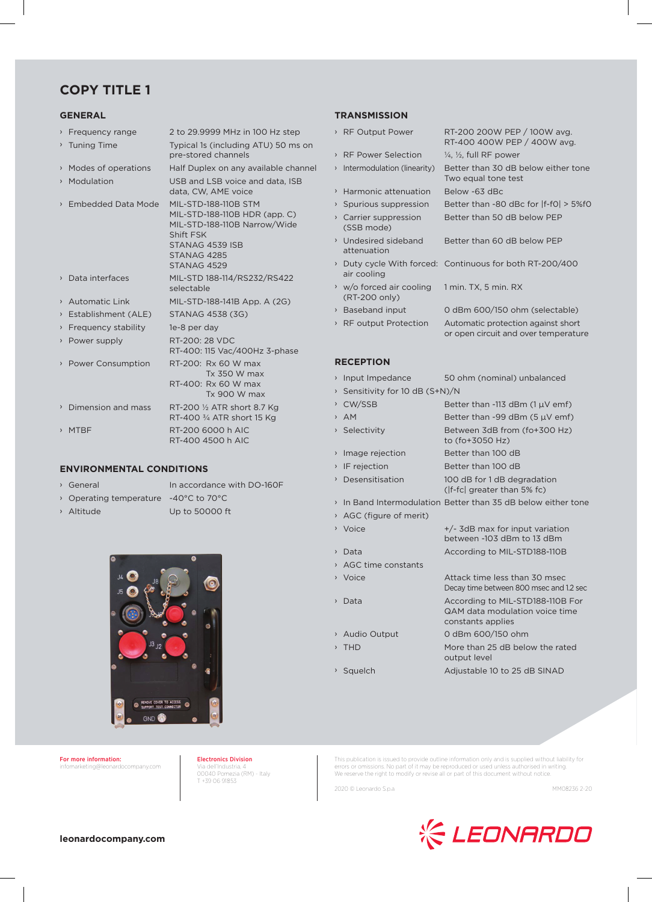# COPY TITLE 1

## GENERAL

| | |
|---|---|
| Frequency range | 2 to 29.9999 MHz in 100 Hz step |
| Tuning Time | Typical 1s (including ATU) 50 ms on pre-stored channels |
| Modes of operations | Half Duplex on any available channel |
| Modulation | USB and LSB voice and data, ISB data, CW, AME voice |
| Embedded Data Mode | MIL-STD-188-110B STM<br>MIL-STD-188-110B HDR (app. C)<br>MIL-STD-188-110B Narrow/Wide Shift FSK<br>STANAG 4539 ISB<br>STANAG 4285<br>STANAG 4529 |
| Data interfaces | MIL-STD 188-114/RS232/RS422 selectable |
| Automatic Link | MIL-STD-188-141B App. A (2G) |
| Establishment (ALE) | STANAG 4538 (3G) |
| Frequency stability | 1e-8 per day |
| Power supply | RT-200: 28 VDC<br>RT-400: 115 Vac/400Hz 3-phase |
| Power Consumption | RT-200: Rx 60 W max<br>Tx 350 W max<br>RT-400: Rx 60 W max<br>Tx 900 W max |
| Dimension and mass | RT-200 ½ ATR short 8.7 Kg<br>RT-400 ¾ ATR short 15 Kg |
| MTBF | RT-200 6000 h AIC<br>RT-400 4500 h AIC |

## ENVIRONMENTAL CONDITIONS

| | |
|---|---|
| General | In accordance with DO-160F |
| Operating temperature | -40°C to 70°C |
| Altitude | Up to 50000 ft |

## TRANSMISSION

| | |
|---|---|
| RF Output Power | RT-200 200W PEP / 100W avg.<br>RT-400 400W PEP / 400W avg. |
| RF Power Selection | ¼, ½, full RF power |
| Intermodulation (linearity) | Better than 30 dB below either tone<br>Two equal tone test |
| Harmonic attenuation | Below -63 dBc |
| Spurious suppression | Better than -80 dBc for \|f-f0\| > 5%f0 |
| Carrier suppression (SSB mode) | Better than 50 dB below PEP |
| Undesired sideband attenuation | Better than 60 dB below PEP |
| Duty cycle With forced: air cooling | Continuous for both RT-200/400 |
| w/o forced air cooling (RT-200 only) | 1 min. TX, 5 min. RX |
| Baseband input | 0 dBm 600/150 ohm (selectable) |
| RF output Protection | Automatic protection against short or open circuit and over temperature |

## RECEPTION

| | |
|---|---|
| Input Impedance | 50 ohm (nominal) unbalanced |
| Sensitivity for 10 dB (S+N)/N | |
| CW/SSB | Better than -113 dBm (1 µV emf) |
| AM | Better than -99 dBm (5 µV emf) |
| Selectivity | Between 3dB from (fo+300 Hz) to (fo+3050 Hz) |
| Image rejection | Better than 100 dB |
| IF rejection | Better than 100 dB |
| Desensitisation | 100 dB for 1 dB degradation (\|f-fc\| greater than 5% fc) |
| In Band Intermodulation | Better than 35 dB below either tone |
| AGC (figure of merit) | |
| Voice | +/- 3dB max for input variation between -103 dBm to 13 dBm |
| Data | According to MIL-STD188-110B |
| AGC time constants | |
| Voice | Attack time less than 30 msec<br>Decay time between 800 msec and 1.2 sec |
| Data | According to MIL-STD188-110B For QAM data modulation voice time constants applies |
| Audio Output | 0 dBm 600/150 ohm |
| THD | More than 25 dB below the rated output level |
| Squelch | Adjustable 10 to 25 dB SINAD |

**For more information:**
infomarketing@leonardocompany.com

**Electronics Division**
Via dell'Industria, 4
00040 Pomezia (RM) - Italy
T +39 06 91853

This publication is issued to provide outline information only and is supplied without liability for errors or omissions. No part of it may be reproduced or used unless authorised in writing. We reserve the right to modify or revise all or part of this document without notice.

2020 © Leonardo S.p.a

MM08236 2-20

**leonardocompany.com**

LEONARDO